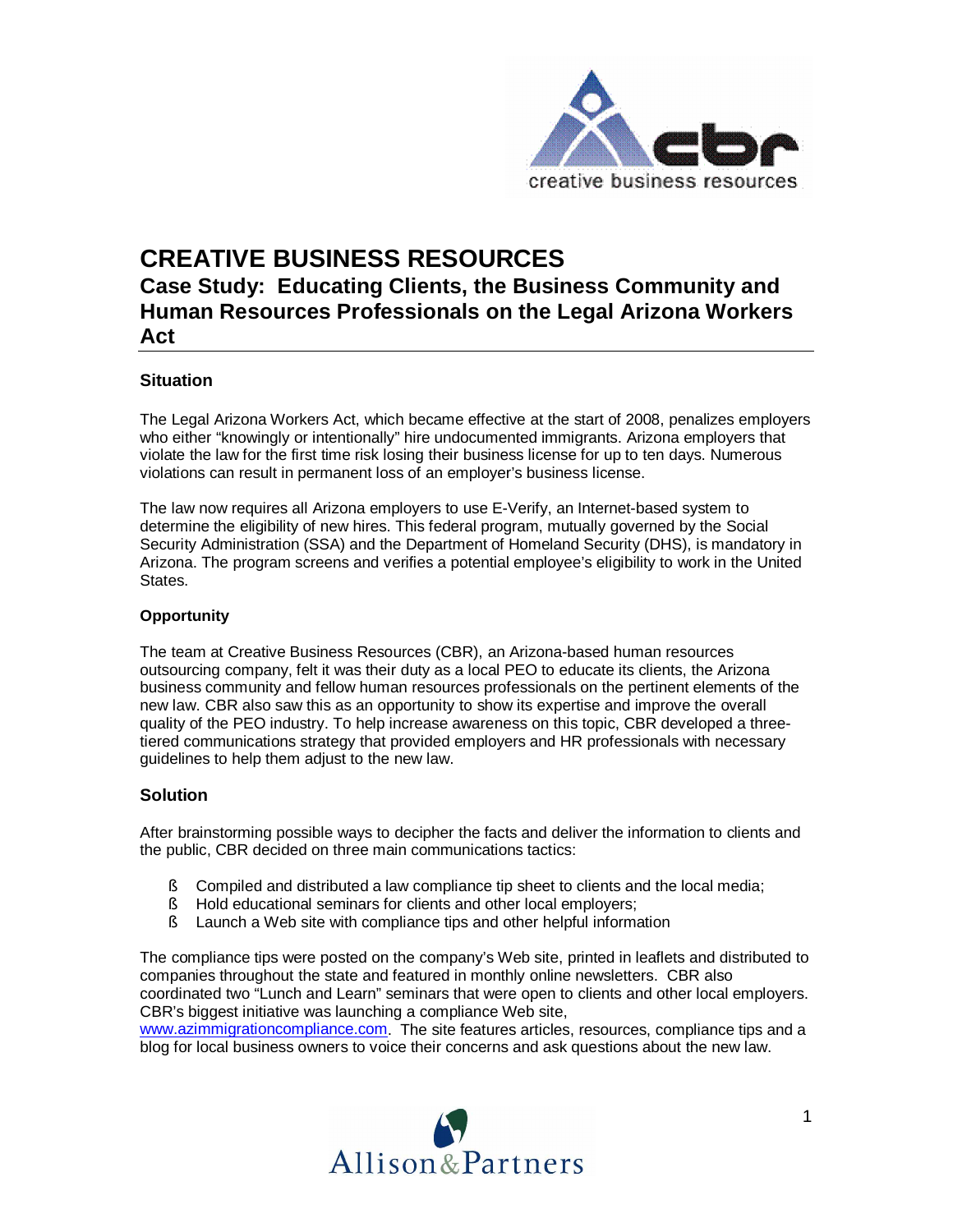# CREATIVE BUSINESS RESOURCES

## Case Study: Educating Clients, the Business Community and Human Resources Professionals on the Legal Arizona Workers Act

### Situation

The Legal Arizona Workers Act, which became effective at the start of 2008, penalizes employers who either "knowingly or intentionally" hire undocumented immigrants. Arizona employers that violate the law for the first time risk losing their business license for up to ten days. Numerous violations can result in permanent loss of an employer's business license.

The law now requires all Arizona employers to use E-Verify, an Internet-based system to determine the eligibility of new hires. This federal program, mutually governed by the Social Security Administration (SSA) and the Department of Homeland Security (DHS), is mandatory in Arizona. The program screens and verifies a potential employee's eligibility to work in the United States.

#### Opportunity

The team at Creative Business Resources (CBR), an Arizona-based human resources outsourcing company, felt it was their duty as a local PEO to educate its clients, the Arizona business community and fellow human resources professionals on the pertinent elements of the new law. CBR also saw this as an opportunity to show its expertise and improve the overall quality of the PEO industry. To help increase awareness on this topic, CBR developed a three-tiered communications strategy that provided employers and HR professionals with necessary guidelines to help them adjust to the new law.

### Solution

After brainstorming possible ways to decipher the facts and deliver the information to clients and the public, CBR decided on three main communications tactics:

- Compiled and distributed a law compliance tip sheet to clients and the local media;
- Hold educational seminars for clients and other local employers;
- Launch a Web site with compliance tips and other helpful information

The compliance tips were posted on the company's Web site, printed in leaflets and distributed to companies throughout the state and featured in monthly online newsletters. CBR also coordinated two "Lunch and Learn" seminars that were open to clients and other local employers. CBR's biggest initiative was launching a compliance Web site, www.azimmigrationcompliance.com. The site features articles, resources, compliance tips and a blog for local business owners to voice their concerns and ask questions about the new law.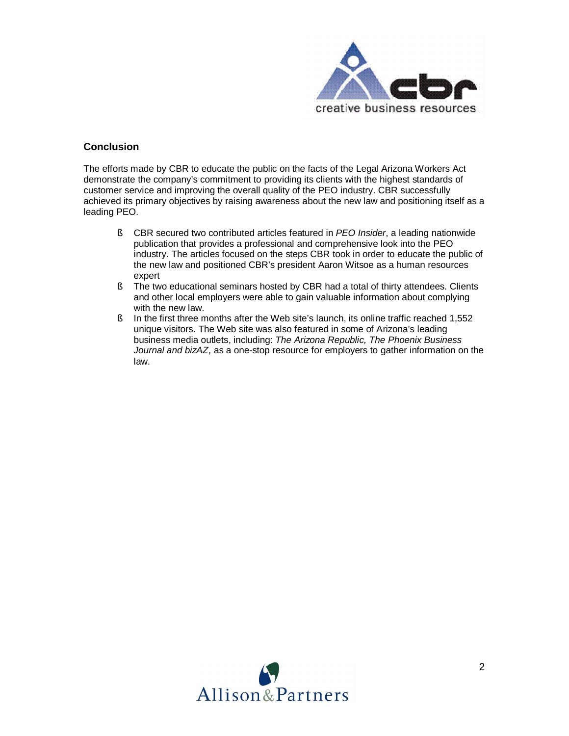## Conclusion

The efforts made by CBR to educate the public on the facts of the Legal Arizona Workers Act demonstrate the company's commitment to providing its clients with the highest standards of customer service and improving the overall quality of the PEO industry. CBR successfully achieved its primary objectives by raising awareness about the new law and positioning itself as a leading PEO.

- CBR secured two contributed articles featured in *PEO Insider*, a leading nationwide publication that provides a professional and comprehensive look into the PEO industry. The articles focused on the steps CBR took in order to educate the public of the new law and positioned CBR's president Aaron Witsoe as a human resources expert
- The two educational seminars hosted by CBR had a total of thirty attendees. Clients and other local employers were able to gain valuable information about complying with the new law.
- In the first three months after the Web site's launch, its online traffic reached 1,552 unique visitors. The Web site was also featured in some of Arizona's leading business media outlets, including: *The Arizona Republic, The Phoenix Business Journal and bizAZ*, as a one-stop resource for employers to gather information on the law.